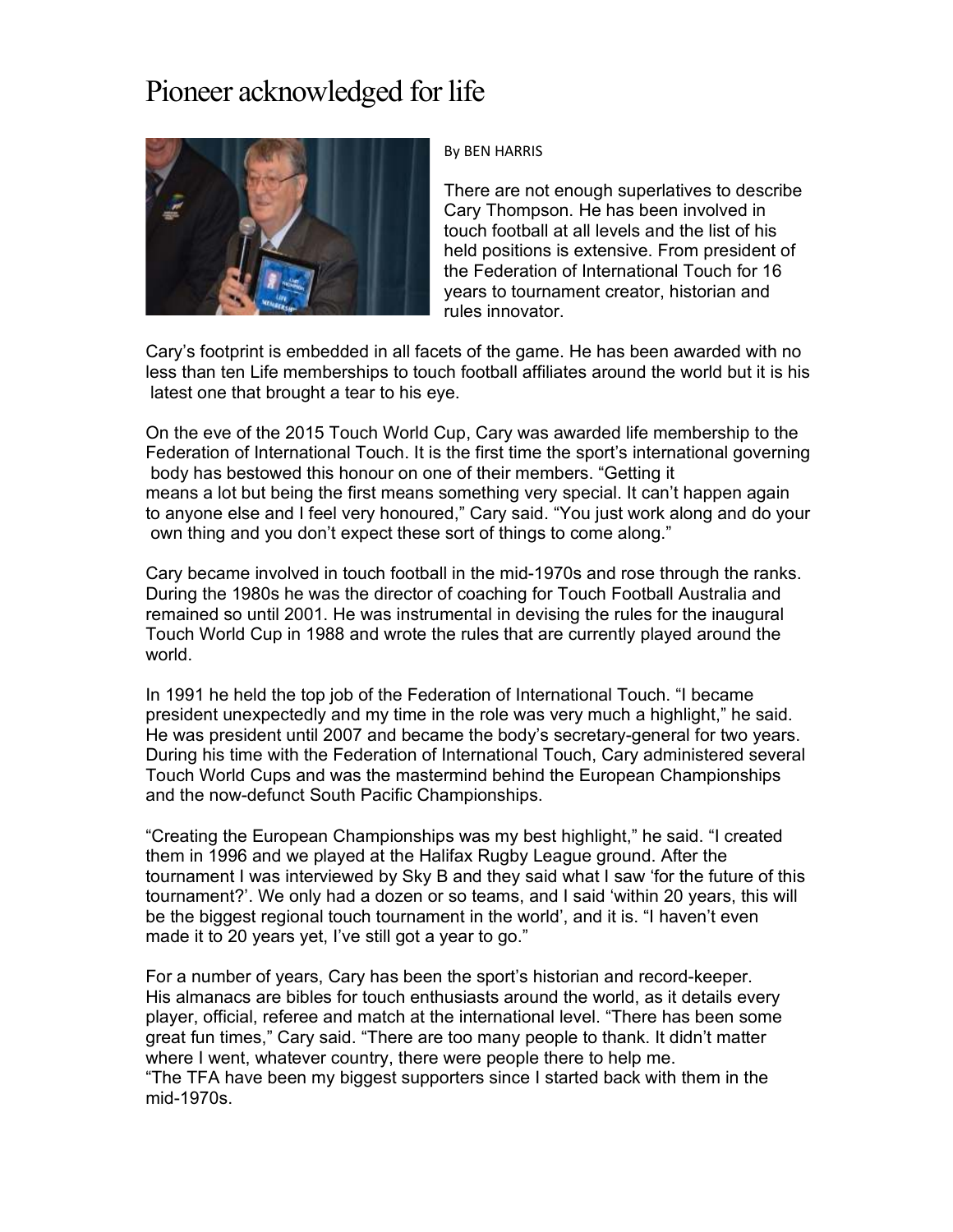# Pioneer acknowledged for life

By BEN HARRIS

There are not enough superlatives to describe Cary Thompson. He has been involved in touch football at all levels and the list of his held positions is extensive. From president of the Federation of International Touch for 16 years to tournament creator, historian and rules innovator.

Cary's footprint is embedded in all facets of the game. He has been awarded with no less than ten Life memberships to touch football affiliates around the world but it is his latest one that brought a tear to his eye.

On the eve of the 2015 Touch World Cup, Cary was awarded life membership to the Federation of International Touch. It is the first time the sport's international governing body has bestowed this honour on one of their members. "Getting it means a lot but being the first means something very special. It can't happen again to anyone else and I feel very honoured," Cary said. "You just work along and do your own thing and you don't expect these sort of things to come along."

Cary became involved in touch football in the mid-1970s and rose through the ranks. During the 1980s he was the director of coaching for Touch Football Australia and remained so until 2001. He was instrumental in devising the rules for the inaugural Touch World Cup in 1988 and wrote the rules that are currently played around the world.

In 1991 he held the top job of the Federation of International Touch. "I became president unexpectedly and my time in the role was very much a highlight," he said. He was president until 2007 and became the body's secretary-general for two years. During his time with the Federation of International Touch, Cary administered several Touch World Cups and was the mastermind behind the European Championships and the now-defunct South Pacific Championships.

"Creating the European Championships was my best highlight," he said. "I created them in 1996 and we played at the Halifax Rugby League ground. After the tournament I was interviewed by Sky B and they said what I saw 'for the future of this tournament?'. We only had a dozen or so teams, and I said 'within 20 years, this will be the biggest regional touch tournament in the world', and it is. "I haven't even made it to 20 years yet, I've still got a year to go."

For a number of years, Cary has been the sport's historian and record-keeper. His almanacs are bibles for touch enthusiasts around the world, as it details every player, official, referee and match at the international level. "There has been some great fun times," Cary said. "There are too many people to thank. It didn't matter where I went, whatever country, there were people there to help me.
"The TFA have been my biggest supporters since I started back with them in the mid-1970s.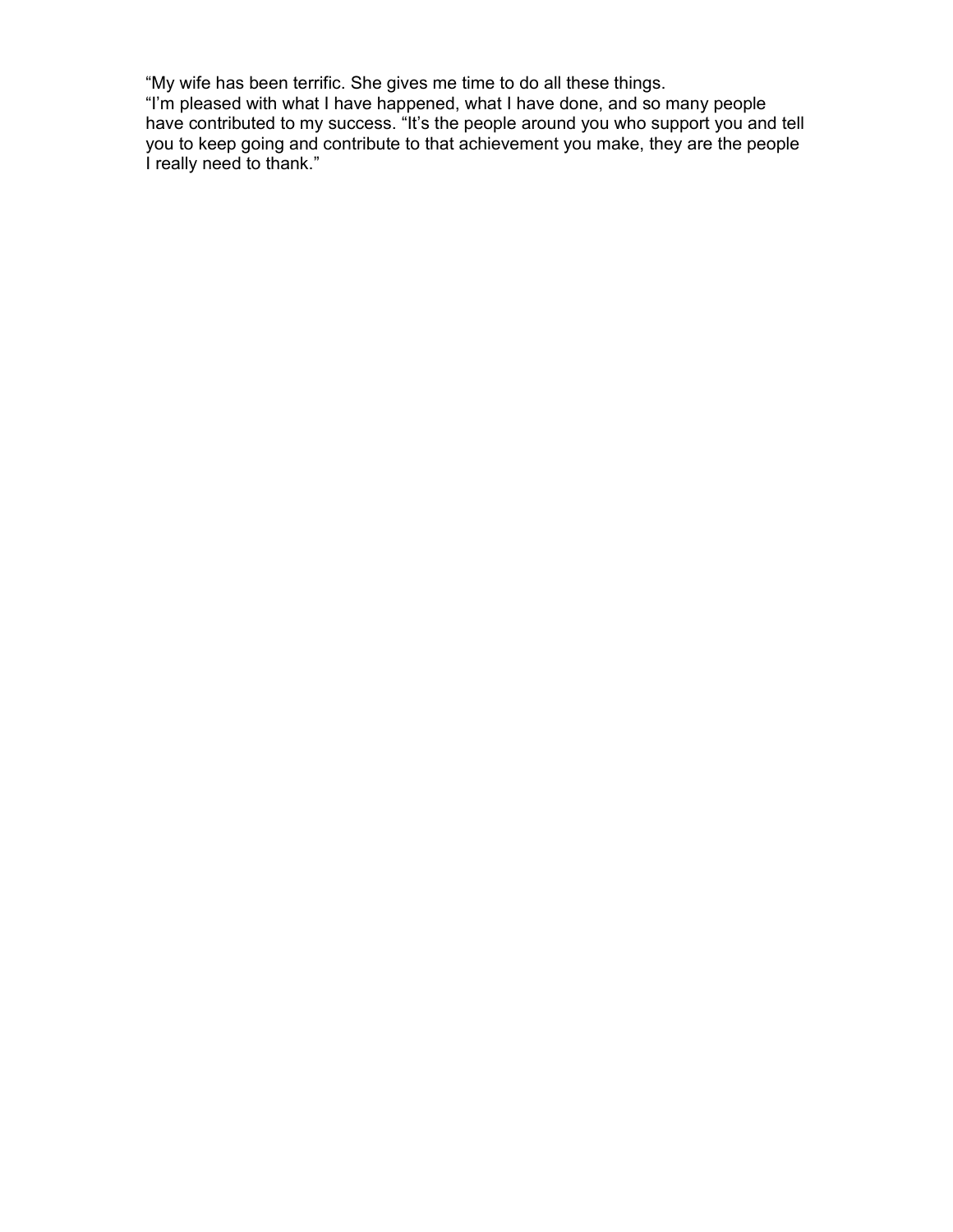“My wife has been terrific. She gives me time to do all these things.
“I’m pleased with what I have happened, what I have done, and so many people have contributed to my success. “It’s the people around you who support you and tell you to keep going and contribute to that achievement you make, they are the people I really need to thank.”